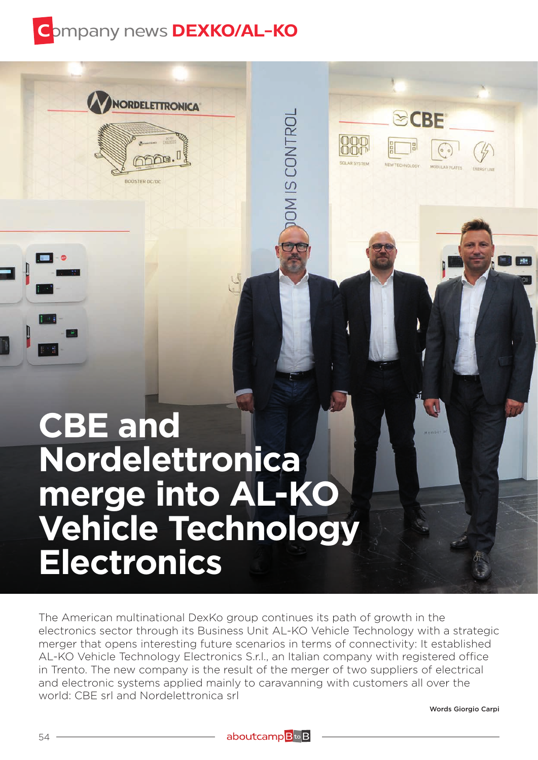# CBE and Nordelettronica merge into AL-KO Vehicle Technology Electronics

The American multinational DexKo group continues its path of growth in the electronics sector through its Business Unit AL-KO Vehicle Technology with a strategic merger that opens interesting future scenarios in terms of connectivity: It established AL-KO Vehicle Technology Electronics S.r.l., an Italian company with registered office in Trento. The new company is the result of the merger of two suppliers of electrical and electronic systems applied mainly to caravanning with customers all over the world: CBE srl and Nordelettronica srl

Words Giorgio Carpi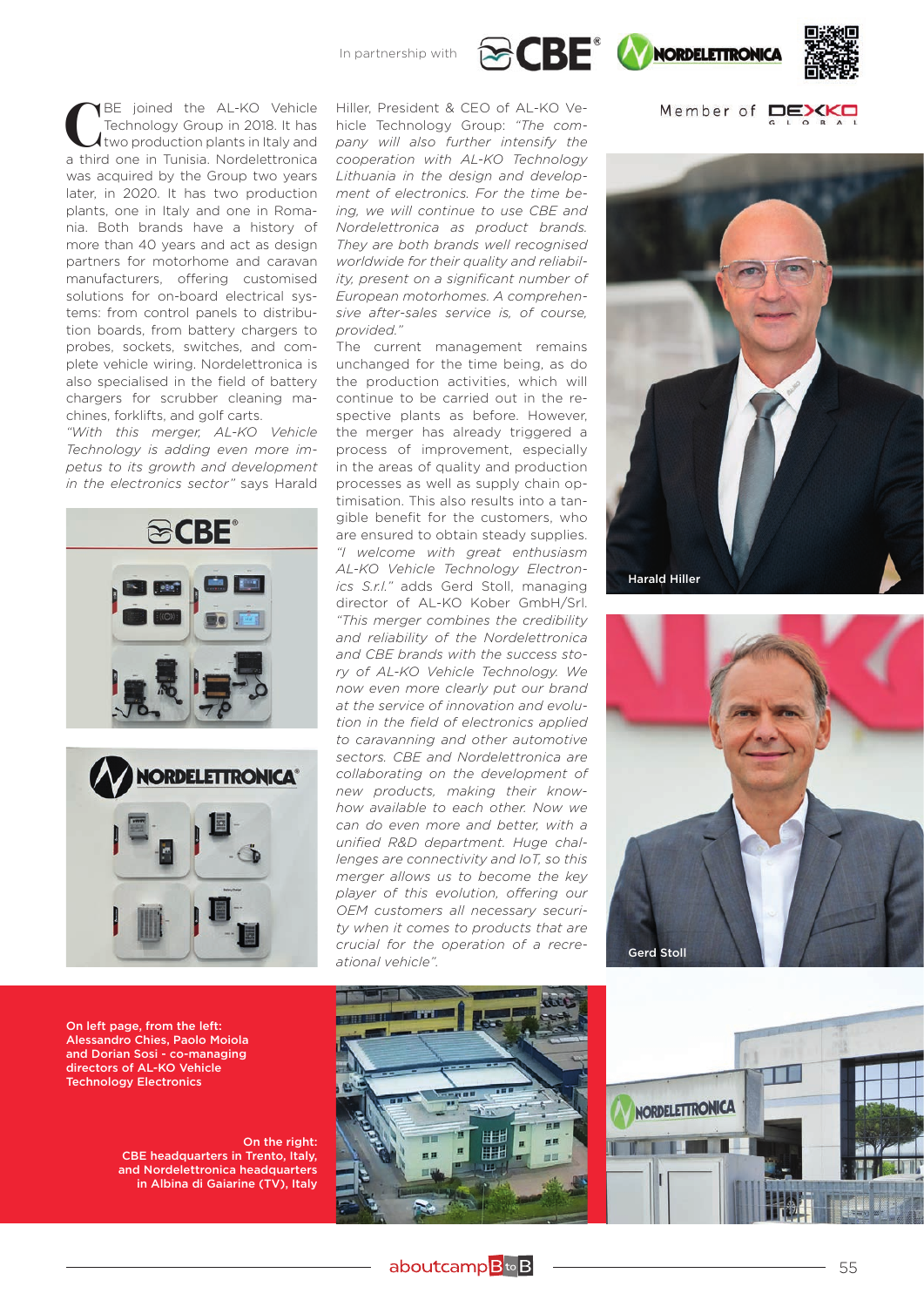In partnership with

Member of DEXKO GLOBAL

CBE joined the AL-KO Vehicle Technology Group in 2018. It has two production plants in Italy and a third one in Tunisia. Nordelettronica was acquired by the Group two years later, in 2020. It has two production plants, one in Italy and one in Romania. Both brands have a history of more than 40 years and act as design partners for motorhome and caravan manufacturers, offering customised solutions for on-board electrical systems: from control panels to distribution boards, from battery chargers to probes, sockets, switches, and complete vehicle wiring. Nordelettronica is also specialised in the field of battery chargers for scrubber cleaning machines, forklifts, and golf carts.

*"With this merger, AL-KO Vehicle Technology is adding even more impetus to its growth and development in the electronics sector"* says Harald Hiller, President & CEO of AL-KO Vehicle Technology Group: *"The company will also further intensify the cooperation with AL-KO Technology Lithuania in the design and development of electronics. For the time being, we will continue to use CBE and Nordelettronica as product brands. They are both brands well recognised worldwide for their quality and reliability, present on a significant number of European motorhomes. A comprehensive after-sales service is, of course, provided."*

The current management remains unchanged for the time being, as do the production activities, which will continue to be carried out in the respective plants as before. However, the merger has already triggered a process of improvement, especially in the areas of quality and production processes as well as supply chain optimisation. This also results into a tangible benefit for the customers, who are ensured to obtain steady supplies.

*"I welcome with great enthusiasm AL-KO Vehicle Technology Electronics S.r.l."* adds Gerd Stoll, managing director of AL-KO Kober GmbH/Srl. *"This merger combines the credibility and reliability of the Nordelettronica and CBE brands with the success story of AL-KO Vehicle Technology. We now even more clearly put our brand at the service of innovation and evolution in the field of electronics applied to caravanning and other automotive sectors. CBE and Nordelettronica are collaborating on the development of new products, making their know-how available to each other. Now we can do even more and better, with a unified R&D department. Huge challenges are connectivity and IoT, so this merger allows us to become the key player of this evolution, offering our OEM customers all necessary security when it comes to products that are crucial for the operation of a recreational vehicle".*

Harald Hiller

Gerd Stoll

**On left page, from the left: Alessandro Chies, Paolo Moiola and Dorian Sosi - co-managing directors of AL-KO Vehicle Technology Electronics**

**On the right: CBE headquarters in Trento, Italy, and Nordelettronica headquarters in Albina di Gaiarine (TV), Italy**